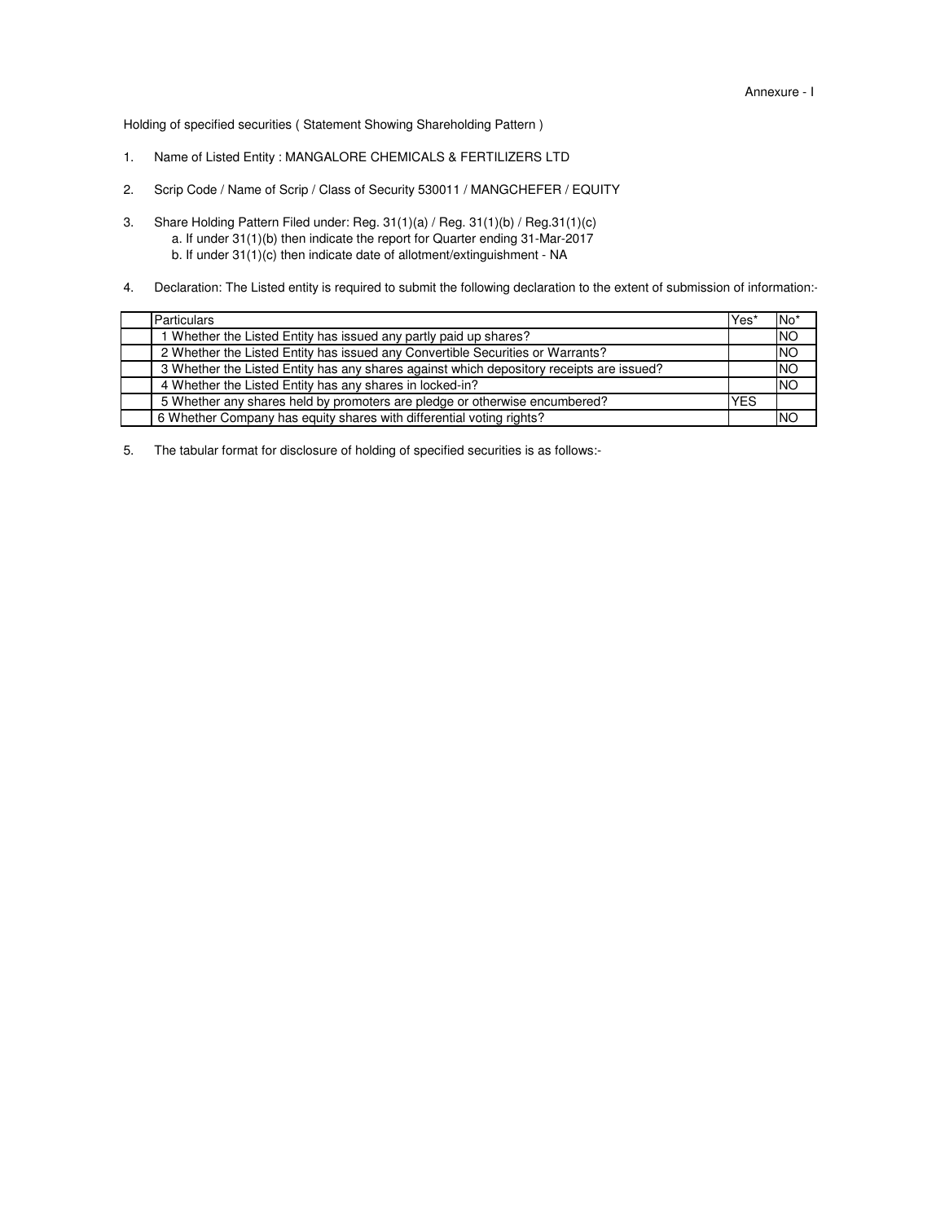Annexure - I

Holding of specified securities ( Statement Showing Shareholding Pattern )

1. Name of Listed Entity : MANGALORE CHEMICALS & FERTILIZERS LTD

2. Scrip Code / Name of Scrip / Class of Security 530011 / MANGCHEFER / EQUITY

3. Share Holding Pattern Filed under: Reg. 31(1)(a) / Reg. 31(1)(b) / Reg.31(1)(c)
   a. If under 31(1)(b) then indicate the report for Quarter ending 31-Mar-2017
   b. If under 31(1)(c) then indicate date of allotment/extinguishment - NA

4. Declaration: The Listed entity is required to submit the following declaration to the extent of submission of information:-

| | Particulars | Yes* | No* |
|---|---|---|---|
| | 1 Whether the Listed Entity has issued any partly paid up shares? | | NO |
| | 2 Whether the Listed Entity has issued any Convertible Securities or Warrants? | | NO |
| | 3 Whether the Listed Entity has any shares against which depository receipts are issued? | | NO |
| | 4 Whether the Listed Entity has any shares in locked-in? | | NO |
| | 5 Whether any shares held by promoters are pledge or otherwise encumbered? | YES | |
| | 6 Whether Company has equity shares with differential voting rights? | | NO |

5. The tabular format for disclosure of holding of specified securities is as follows:-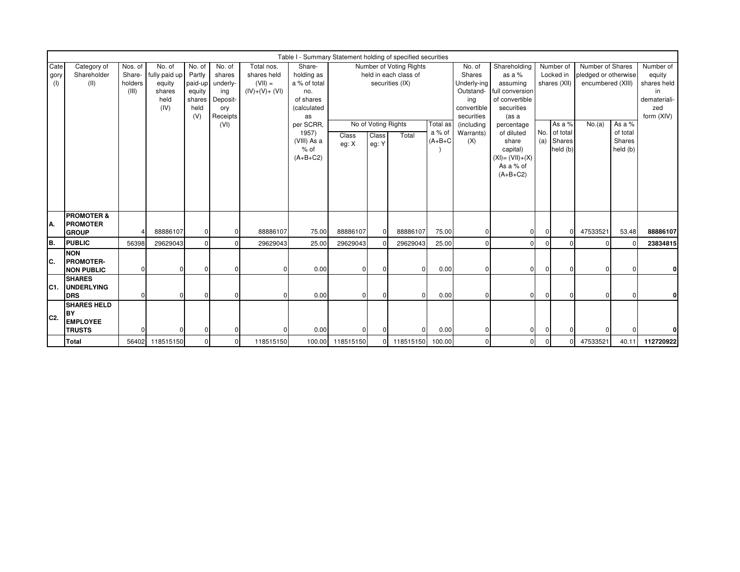Table I - Summary Statement holding of specified securities

| Category (I) | Category of Shareholder (II) | Nos. of Share-holders (III) | No. of fully paid up equity shares held (IV) | No. of Partly paid-up equity shares held (V) | No. of shares underlying Depository Receipts (VI) | Total nos. shares held (VII) = (IV)+(V)+ (VI) | Shareholding as a % of total no. of shares (calculated as per SCRR, 1957) (VIII) As a % of (A+B+C2) | Number of Voting Rights held in each class of securities (IX) | | | | No. of Shares Underlying Outstanding convertible securities (including Warrants) (X) | Shareholding as a % assuming full conversion of convertible securities (as a percentage of diluted share capital) (XI)= (VII)+(X) As a % of (A+B+C2) | Number of Locked in shares (XII) | | Number of Shares pledged or otherwise encumbered (XIII) | | Number of equity shares held in dematerialized form (XIV) |
|---|---|---|---|---|---|---|---|---|---|---|---|---|---|---|---|---|---|---|
| | | | | | | | | No of Voting Rights | | | Total as a % of (A+B+C) | | | No. (a) | As a % of total Shares held (b) | No.(a) | As a % of total Shares held (b) | |
| | | | | | | | | Class eg: X | Class eg: Y | Total | | | | | | | | |
| A. | **PROMOTER & PROMOTER GROUP** | 4 | 88886107 | 0 | 0 | 88886107 | 75.00 | 88886107 | 0 | 88886107 | 75.00 | 0 | 0 | 0 | 0 | 47533521 | 53.48 | **88886107** |
| B. | **PUBLIC** | 56398 | 29629043 | 0 | 0 | 29629043 | 25.00 | 29629043 | 0 | 29629043 | 25.00 | 0 | 0 | 0 | 0 | 0 | 0 | **23834815** |
| C. | **NON PROMOTER-NON PUBLIC** | 0 | 0 | 0 | 0 | 0 | 0.00 | 0 | 0 | 0 | 0.00 | 0 | 0 | 0 | 0 | 0 | 0 | **0** |
| C1. | **SHARES UNDERLYING DRS** | 0 | 0 | 0 | 0 | 0 | 0.00 | 0 | 0 | 0 | 0.00 | 0 | 0 | 0 | 0 | 0 | 0 | **0** |
| C2. | **SHARES HELD BY EMPLOYEE TRUSTS** | 0 | 0 | 0 | 0 | 0 | 0.00 | 0 | 0 | 0 | 0.00 | 0 | 0 | 0 | 0 | 0 | 0 | **0** |
| | **Total** | 56402 | 118515150 | 0 | 0 | 118515150 | 100.00 | 118515150 | 0 | 118515150 | 100.00 | 0 | 0 | 0 | 0 | 47533521 | 40.11 | **112720922** |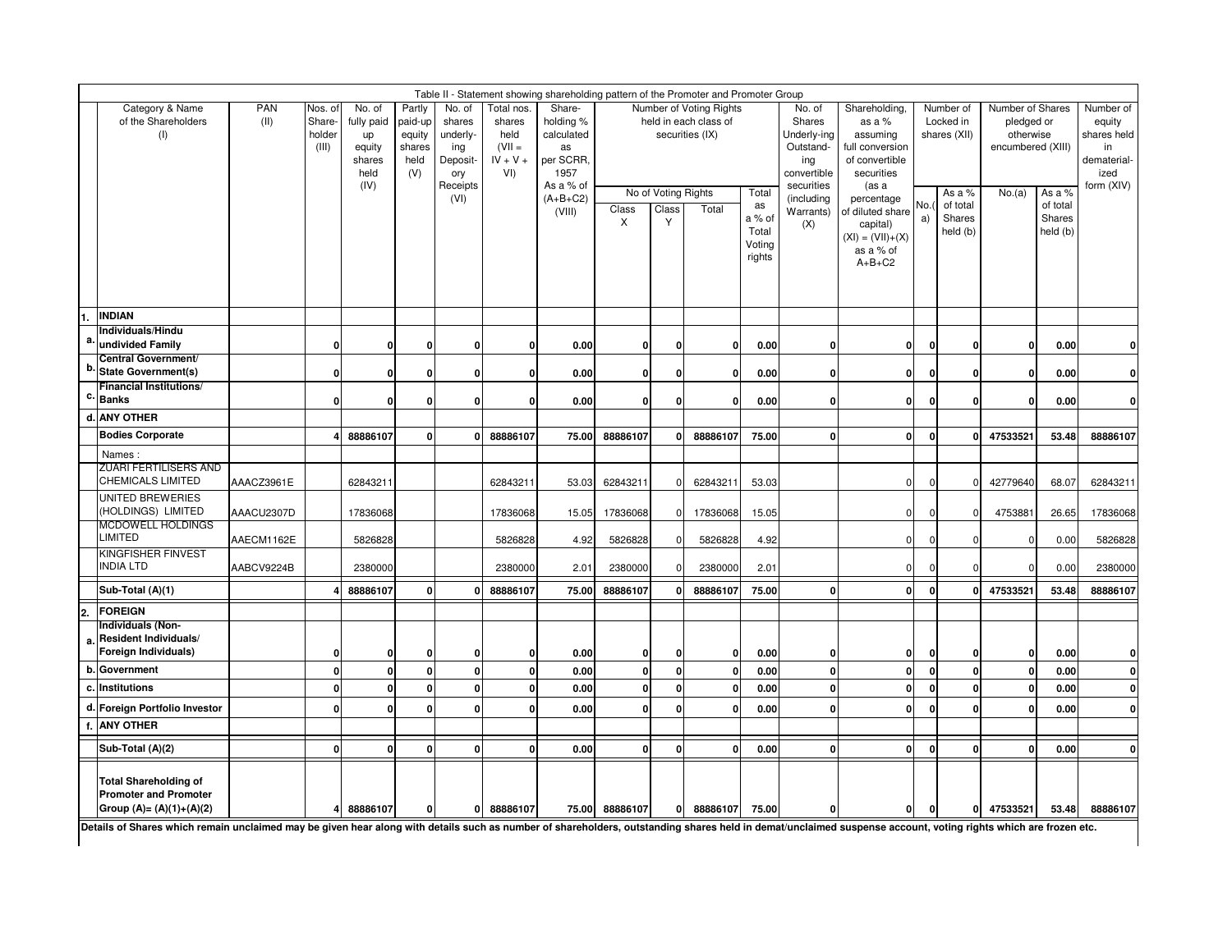Table II - Statement showing shareholding pattern of the Promoter and Promoter Group

| | Category & Name of the Shareholders (I) | PAN (II) | Nos. of Share-holder (III) | No. of fully paid up equity shares held (IV) | Partly paid-up equity shares held (V) | No. of shares underlying Depository Receipts (VI) | Total nos. shares held (VII = IV + V + VI) | Share-holding % calculated as per SCRR, 1957 As a % of (A+B+C2) (VIII) | Number of Voting Rights held in each class of securities (IX) | | | | No. of Shares Underlying Outstanding convertible securities (including Warrants) (X) | Shareholding, as a % assuming full conversion of convertible securities (as a percentage of diluted share capital) (XI) = (VII)+(X) as a % of A+B+C2 | Number of Locked in shares (XII) | | Number of Shares pledged or otherwise encumbered (XIII) | | Number of equity shares held in dematerialized form (XIV) |
|---|---|---|---|---|---|---|---|---|---|---|---|---|---|---|---|---|---|---|---|
| | | | | | | | | | No of Voting Rights | | | Total as a % of Total Voting rights | | | | | | | |
| | | | | | | | | | Class X | Class Y | Total | | | | No.(a) | As a % of total Shares held (b) | No.(a) | As a % of total Shares held (b) | |
| 1. | **INDIAN** | | | | | | | | | | | | | | | | | | |
| a. | **Individuals/Hindu undivided Family** | | 0 | 0 | 0 | 0 | 0 | 0.00 | 0 | 0 | 0 | 0.00 | 0 | 0 | 0 | 0 | 0 | 0.00 | 0 |
| b. | **Central Government/ State Government(s)** | | 0 | 0 | 0 | 0 | 0 | 0.00 | 0 | 0 | 0 | 0.00 | 0 | 0 | 0 | 0 | 0 | 0.00 | 0 |
| c. | **Financial Institutions/ Banks** | | 0 | 0 | 0 | 0 | 0 | 0.00 | 0 | 0 | 0 | 0.00 | 0 | 0 | 0 | 0 | 0 | 0.00 | 0 |
| d. | **ANY OTHER** | | | | | | | | | | | | | | | | | | |
| | **Bodies Corporate** | | 4 | 88886107 | 0 | 0 | 88886107 | 75.00 | 88886107 | 0 | 88886107 | 75.00 | 0 | 0 | 0 | 0 | 47533521 | 53.48 | 88886107 |
| | Names : | | | | | | | | | | | | | | | | | | |
| | ZUARI FERTILISERS AND CHEMICALS LIMITED | AAACZ3961E | | 62843211 | | | 62843211 | 53.03 | 62843211 | 0 | 62843211 | 53.03 | | 0 | 0 | 0 | 42779640 | 68.07 | 62843211 |
| | UNITED BREWERIES (HOLDINGS) LIMITED | AAACU2307D | | 17836068 | | | 17836068 | 15.05 | 17836068 | 0 | 17836068 | 15.05 | | 0 | 0 | 0 | 4753881 | 26.65 | 17836068 |
| | MCDOWELL HOLDINGS LIMITED | AAECM1162E | | 5826828 | | | 5826828 | 4.92 | 5826828 | 0 | 5826828 | 4.92 | | 0 | 0 | 0 | 0 | 0.00 | 5826828 |
| | KINGFISHER FINVEST INDIA LTD | AABCV9224B | | 2380000 | | | 2380000 | 2.01 | 2380000 | 0 | 2380000 | 2.01 | | 0 | 0 | 0 | 0 | 0.00 | 2380000 |
| | **Sub-Total (A)(1)** | | 4 | 88886107 | 0 | 0 | 88886107 | 75.00 | 88886107 | 0 | 88886107 | 75.00 | 0 | 0 | 0 | 0 | 47533521 | 53.48 | 88886107 |
| 2. | **FOREIGN** | | | | | | | | | | | | | | | | | | |
| a. | **Individuals (Non-Resident Individuals/ Foreign Individuals)** | | 0 | 0 | 0 | 0 | 0 | 0.00 | 0 | 0 | 0 | 0.00 | 0 | 0 | 0 | 0 | 0 | 0.00 | 0 |
| b. | **Government** | | 0 | 0 | 0 | 0 | 0 | 0.00 | 0 | 0 | 0 | 0.00 | 0 | 0 | 0 | 0 | 0 | 0.00 | 0 |
| c. | **Institutions** | | 0 | 0 | 0 | 0 | 0 | 0.00 | 0 | 0 | 0 | 0.00 | 0 | 0 | 0 | 0 | 0 | 0.00 | 0 |
| d. | **Foreign Portfolio Investor** | | 0 | 0 | 0 | 0 | 0 | 0.00 | 0 | 0 | 0 | 0.00 | 0 | 0 | 0 | 0 | 0 | 0.00 | 0 |
| f. | **ANY OTHER** | | | | | | | | | | | | | | | | | | |
| | **Sub-Total (A)(2)** | | 0 | 0 | 0 | 0 | 0 | 0.00 | 0 | 0 | 0 | 0.00 | 0 | 0 | 0 | 0 | 0 | 0.00 | 0 |
| | **Total Shareholding of Promoter and Promoter Group (A)= (A)(1)+(A)(2)** | | 4 | 88886107 | 0 | 0 | 88886107 | 75.00 | 88886107 | 0 | 88886107 | 75.00 | 0 | 0 | 0 | 0 | 47533521 | 53.48 | 88886107 |

**Details of Shares which remain unclaimed may be given hear along with details such as number of shareholders, outstanding shares held in demat/unclaimed suspense account, voting rights which are frozen etc.**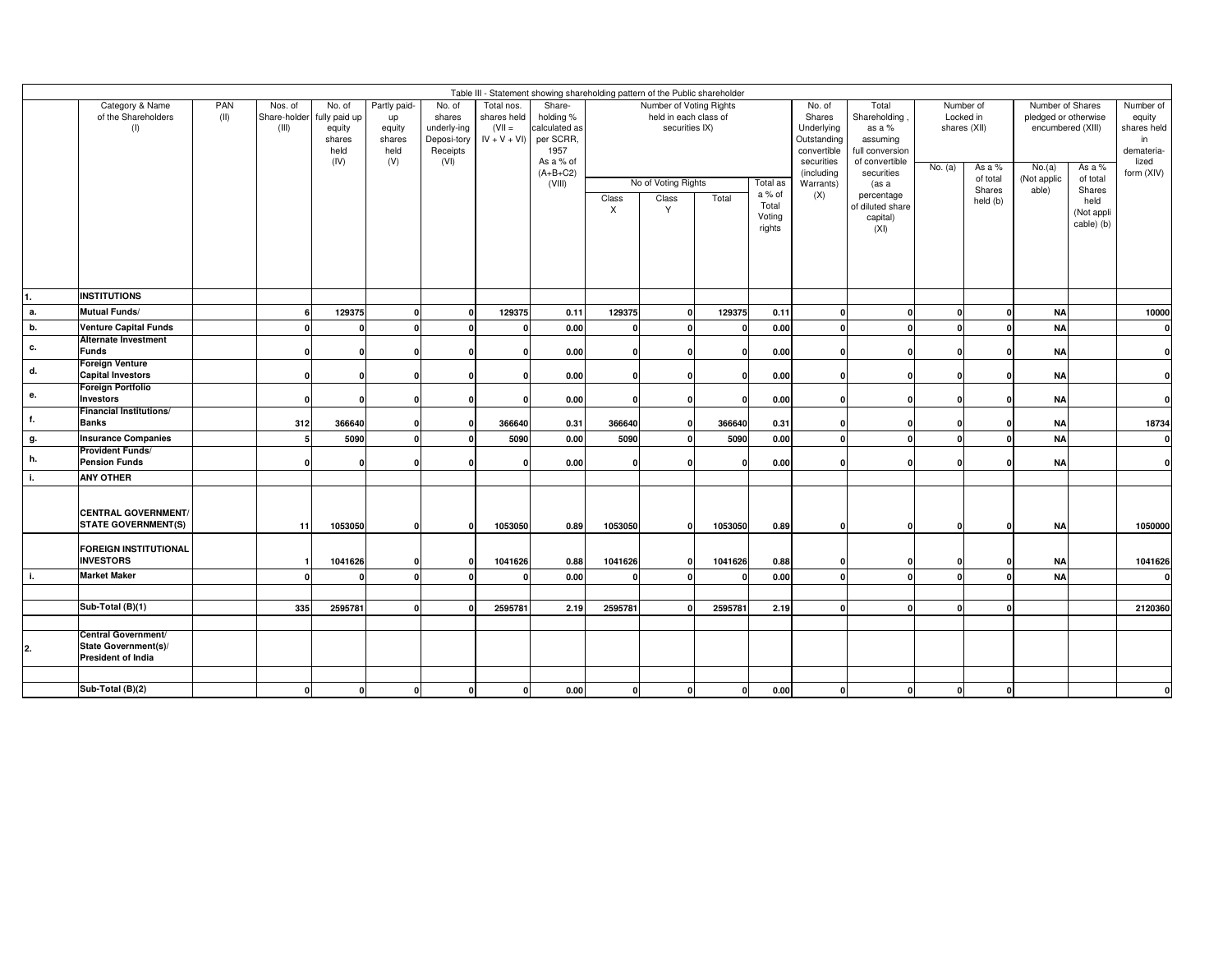| | Table III - Statement showing shareholding pattern of the Public shareholder | | | | | | | | | | | | | | | | | | | |
|---|---|---|---|---|---|---|---|---|---|---|---|---|---|---|---|---|---|---|---|---|
| | Category & Name of the Shareholders (I) | PAN (II) | Nos. of Share-holder (III) | No. of fully paid up equity shares held (IV) | Partly paid-up equity shares held (V) | No. of shares underlying Depository Receipts (VI) | Total nos. shares held (VII = IV + V + VI) | Share-holding % calculated as per SCRR, 1957 As a % of (A+B+C2) (VIII) | Number of Voting Rights held in each class of securities IX) | | | | No. of Shares Underlying Outstanding convertible securities (including Warrants) (X) | Total Shareholding , as a % assuming full conversion of convertible securities (as a percentage of diluted share capital) (XI) | Number of Locked in shares (XII) | | Number of Shares pledged or otherwise encumbered (XIII) | | Number of equity shares held in demateria-lized form (XIV) |
| | | | | | | | | | No of Voting Rights | | | Total as a % of Total Voting rights | | | No. (a) | As a % of total Shares held (b) | No.(a) (Not applicable) | As a % of total Shares held (Not applicable) (b) | |
| | | | | | | | | | Class X | Class Y | Total | | | | | | | | |
| **1.** | **INSTITUTIONS** | | | | | | | | | | | | | | | | | | |
| **a.** | **Mutual Funds/** | | **6** | **129375** | **0** | **0** | **129375** | **0.11** | **129375** | **0** | **129375** | **0.11** | **0** | **0** | **0** | **0** | **NA** | | **10000** |
| **b.** | **Venture Capital Funds** | | **0** | **0** | **0** | **0** | **0** | **0.00** | **0** | **0** | **0** | **0.00** | **0** | **0** | **0** | **0** | **NA** | | **0** |
| **c.** | **Alternate Investment Funds** | | **0** | **0** | **0** | **0** | **0** | **0.00** | **0** | **0** | **0** | **0.00** | **0** | **0** | **0** | **0** | **NA** | | **0** |
| **d.** | **Foreign Venture Capital Investors** | | **0** | **0** | **0** | **0** | **0** | **0.00** | **0** | **0** | **0** | **0.00** | **0** | **0** | **0** | **0** | **NA** | | **0** |
| **e.** | **Foreign Portfolio Investors** | | **0** | **0** | **0** | **0** | **0** | **0.00** | **0** | **0** | **0** | **0.00** | **0** | **0** | **0** | **0** | **NA** | | **0** |
| **f.** | **Financial Institutions/ Banks** | | **312** | **366640** | **0** | **0** | **366640** | **0.31** | **366640** | **0** | **366640** | **0.31** | **0** | **0** | **0** | **0** | **NA** | | **18734** |
| **g.** | **Insurance Companies** | | **5** | **5090** | **0** | **0** | **5090** | **0.00** | **5090** | **0** | **5090** | **0.00** | **0** | **0** | **0** | **0** | **NA** | | **0** |
| **h.** | **Provident Funds/ Pension Funds** | | **0** | **0** | **0** | **0** | **0** | **0.00** | **0** | **0** | **0** | **0.00** | **0** | **0** | **0** | **0** | **NA** | | **0** |
| **i.** | **ANY OTHER** | | | | | | | | | | | | | | | | | | |
| | **CENTRAL GOVERNMENT/ STATE GOVERNMENT(S)** | | **11** | **1053050** | **0** | **0** | **1053050** | **0.89** | **1053050** | **0** | **1053050** | **0.89** | **0** | **0** | **0** | **0** | **NA** | | **1050000** |
| | **FOREIGN INSTITUTIONAL INVESTORS** | | **1** | **1041626** | **0** | **0** | **1041626** | **0.88** | **1041626** | **0** | **1041626** | **0.88** | **0** | **0** | **0** | **0** | **NA** | | **1041626** |
| **i.** | **Market Maker** | | **0** | **0** | **0** | **0** | **0** | **0.00** | **0** | **0** | **0** | **0.00** | **0** | **0** | **0** | **0** | **NA** | | **0** |
| | | | | | | | | | | | | | | | | | | | |
| | **Sub-Total (B)(1)** | | **335** | **2595781** | **0** | **0** | **2595781** | **2.19** | **2595781** | **0** | **2595781** | **2.19** | **0** | **0** | **0** | **0** | | | **2120360** |
| | | | | | | | | | | | | | | | | | | | |
| **2.** | **Central Government/ State Government(s)/ President of India** | | | | | | | | | | | | | | | | | | |
| | | | | | | | | | | | | | | | | | | | |
| | **Sub-Total (B)(2)** | | **0** | **0** | **0** | **0** | **0** | **0.00** | **0** | **0** | **0** | **0.00** | **0** | **0** | **0** | **0** | | | **0** |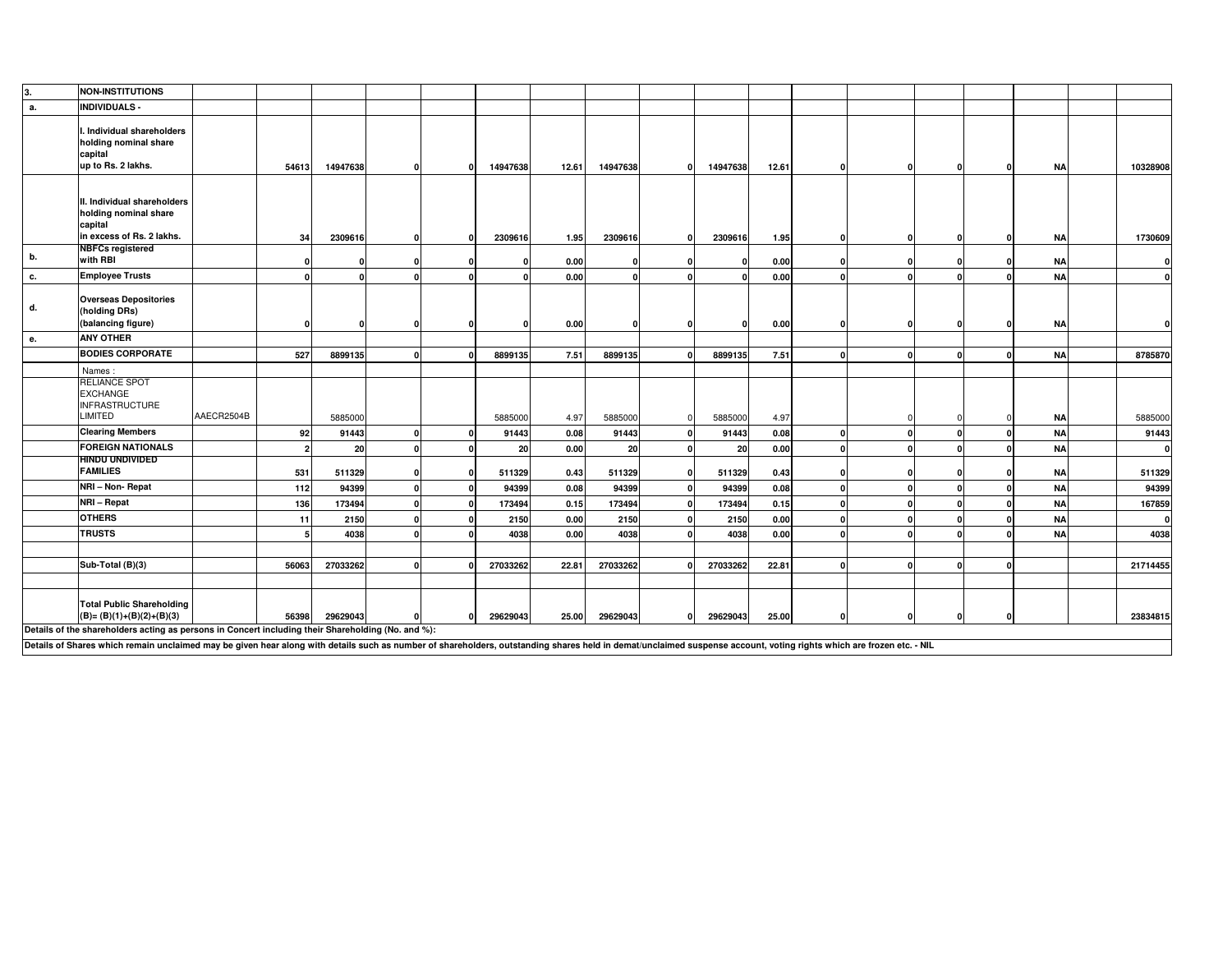| 3. | NON-INSTITUTIONS | | | | | | | | | | | | | | | | | | |
|---|---|---|---|---|---|---|---|---|---|---|---|---|---|---|---|---|---|---|---|
| a. | INDIVIDUALS - | | | | | | | | | | | | | | | | | | |
| | I. Individual shareholders holding nominal share capital up to Rs. 2 lakhs. | | 54613 | 14947638 | 0 | 0 | 14947638 | 12.61 | 14947638 | 0 | 14947638 | 12.61 | 0 | 0 | 0 | 0 | NA | | 10328908 |
| | II. Individual shareholders holding nominal share capital in excess of Rs. 2 lakhs. | | 34 | 2309616 | 0 | 0 | 2309616 | 1.95 | 2309616 | 0 | 2309616 | 1.95 | 0 | 0 | 0 | 0 | NA | | 1730609 |
| b. | NBFCs registered with RBI | | 0 | 0 | 0 | 0 | 0 | 0.00 | 0 | 0 | 0 | 0.00 | 0 | 0 | 0 | 0 | NA | | 0 |
| c. | Employee Trusts | | 0 | 0 | 0 | 0 | 0 | 0.00 | 0 | 0 | 0 | 0.00 | 0 | 0 | 0 | 0 | NA | | 0 |
| d. | Overseas Depositories (holding DRs) (balancing figure) | | 0 | 0 | 0 | 0 | 0 | 0.00 | 0 | 0 | 0 | 0.00 | 0 | 0 | 0 | 0 | NA | | 0 |
| e. | ANY OTHER | | | | | | | | | | | | | | | | | | |
| | BODIES CORPORATE | | 527 | 8899135 | 0 | 0 | 8899135 | 7.51 | 8899135 | 0 | 8899135 | 7.51 | 0 | 0 | 0 | 0 | NA | | 8785870 |
| | Names : | | | | | | | | | | | | | | | | | | |
| | RELIANCE SPOT EXCHANGE INFRASTRUCTURE LIMITED | AAECR2504B | | 5885000 | | | 5885000 | 4.97 | 5885000 | 0 | 5885000 | 4.97 | | 0 | 0 | 0 | NA | | 5885000 |
| | Clearing Members | | 92 | 91443 | 0 | 0 | 91443 | 0.08 | 91443 | 0 | 91443 | 0.08 | 0 | 0 | 0 | 0 | NA | | 91443 |
| | FOREIGN NATIONALS | | 2 | 20 | 0 | 0 | 20 | 0.00 | 20 | 0 | 20 | 0.00 | 0 | 0 | 0 | 0 | NA | | 0 |
| | HINDU UNDIVIDED FAMILIES | | 531 | 511329 | 0 | 0 | 511329 | 0.43 | 511329 | 0 | 511329 | 0.43 | 0 | 0 | 0 | 0 | NA | | 511329 |
| | NRI – Non- Repat | | 112 | 94399 | 0 | 0 | 94399 | 0.08 | 94399 | 0 | 94399 | 0.08 | 0 | 0 | 0 | 0 | NA | | 94399 |
| | NRI – Repat | | 136 | 173494 | 0 | 0 | 173494 | 0.15 | 173494 | 0 | 173494 | 0.15 | 0 | 0 | 0 | 0 | NA | | 167859 |
| | OTHERS | | 11 | 2150 | 0 | 0 | 2150 | 0.00 | 2150 | 0 | 2150 | 0.00 | 0 | 0 | 0 | 0 | NA | | 0 |
| | TRUSTS | | 5 | 4038 | 0 | 0 | 4038 | 0.00 | 4038 | 0 | 4038 | 0.00 | 0 | 0 | 0 | 0 | NA | | 4038 |
| | | | | | | | | | | | | | | | | | | | |
| | Sub-Total (B)(3) | | 56063 | 27033262 | 0 | 0 | 27033262 | 22.81 | 27033262 | 0 | 27033262 | 22.81 | 0 | 0 | 0 | 0 | | | 21714455 |
| | | | | | | | | | | | | | | | | | | | |
| | Total Public Shareholding (B)= (B)(1)+(B)(2)+(B)(3) | | 56398 | 29629043 | 0 | 0 | 29629043 | 25.00 | 29629043 | 0 | 29629043 | 25.00 | 0 | 0 | 0 | 0 | | | 23834815 |

Details of the shareholders acting as persons in Concert including their Shareholding (No. and %):

Details of Shares which remain unclaimed may be given hear along with details such as number of shareholders, outstanding shares held in demat/unclaimed suspense account, voting rights which are frozen etc. - NIL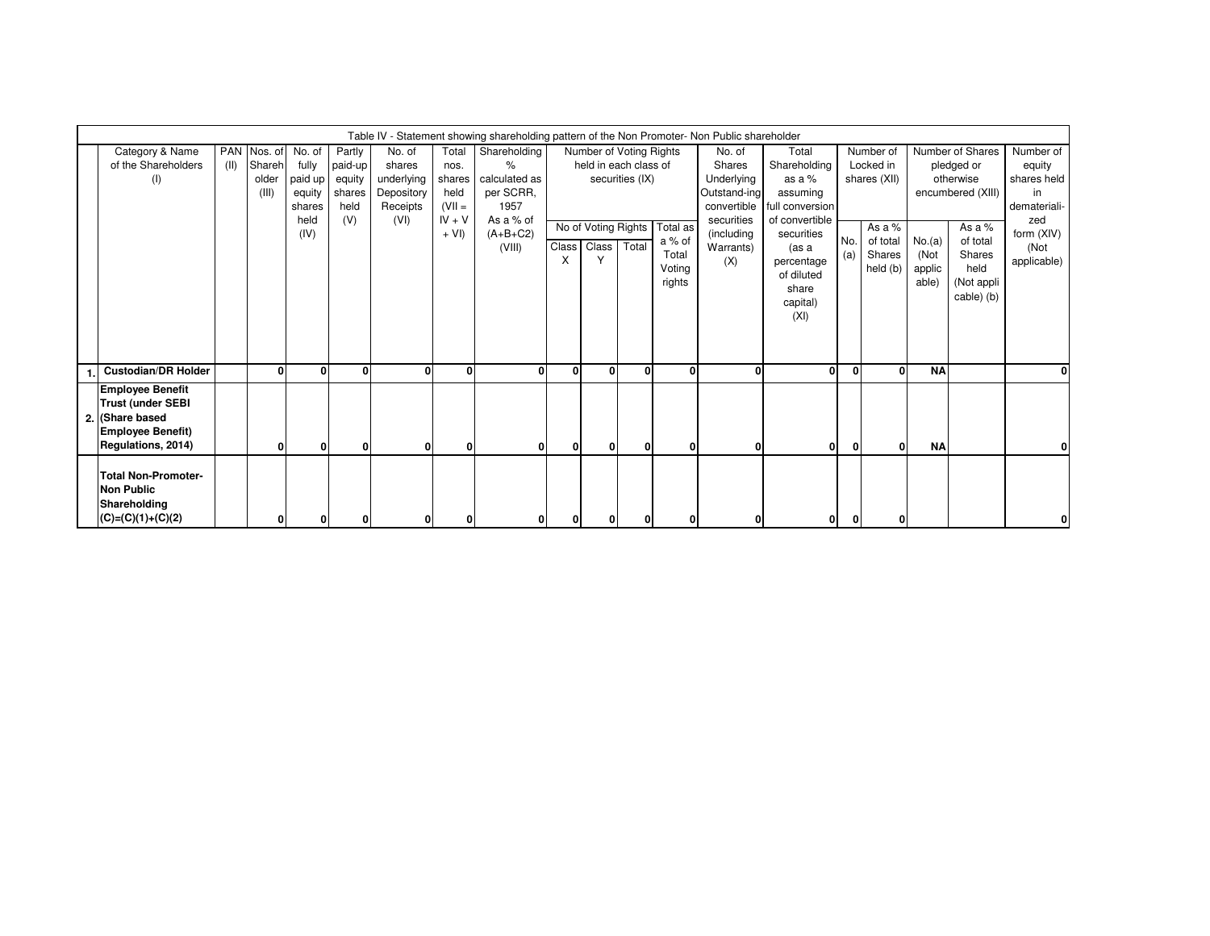Table IV - Statement showing shareholding pattern of the Non Promoter- Non Public shareholder

| | Category & Name of the Shareholders (I) | PAN (II) | Nos. of Shareholder (III) | No. of fully paid up equity shares held (IV) | Partly paid-up equity shares held (V) | No. of shares underlying Depository Receipts (VI) | Total nos. shares held (VII = IV + V + VI) | Shareholding % calculated as per SCRR, 1957 As a % of (A+B+C2) (VIII) | Number of Voting Rights held in each class of securities (IX) | | | | No. of Shares Underlying Outstand-ing convertible securities (including Warrants) (X) | Total Shareholding as a % assuming full conversion of convertible securities (as a percentage of diluted share capital) (XI) | Number of Locked in shares (XII) | | Number of Shares pledged or otherwise encumbered (XIII) | | Number of equity shares held in dematerialized form (XIV) (Not applicable) |
|---|---|---|---|---|---|---|---|---|---|---|---|---|---|---|---|---|---|---|---|
| | | | | | | | | | No of Voting Rights | | | Total as a % of Total Voting rights | | | No. (a) | As a % of total Shares held (b) | No.(a) (Not applicable) | As a % of total Shares held (Not applicable) (b) | |
| | | | | | | | | | Class X | Class Y | Total | | | | | | | | |
| **1.** | **Custodian/DR Holder** | | **0** | **0** | **0** | **0** | **0** | **0** | **0** | **0** | **0** | **0** | **0** | **0** | **0** | **0** | **NA** | | **0** |
| **2.** | **Employee Benefit Trust (under SEBI (Share based Employee Benefit) Regulations, 2014)** | | **0** | **0** | **0** | **0** | **0** | **0** | **0** | **0** | **0** | **0** | **0** | **0** | **0** | **0** | **NA** | | **0** |
| | **Total Non-Promoter-Non Public Shareholding (C)=(C)(1)+(C)(2)** | | **0** | **0** | **0** | **0** | **0** | **0** | **0** | **0** | **0** | **0** | **0** | **0** | **0** | **0** | | | **0** |